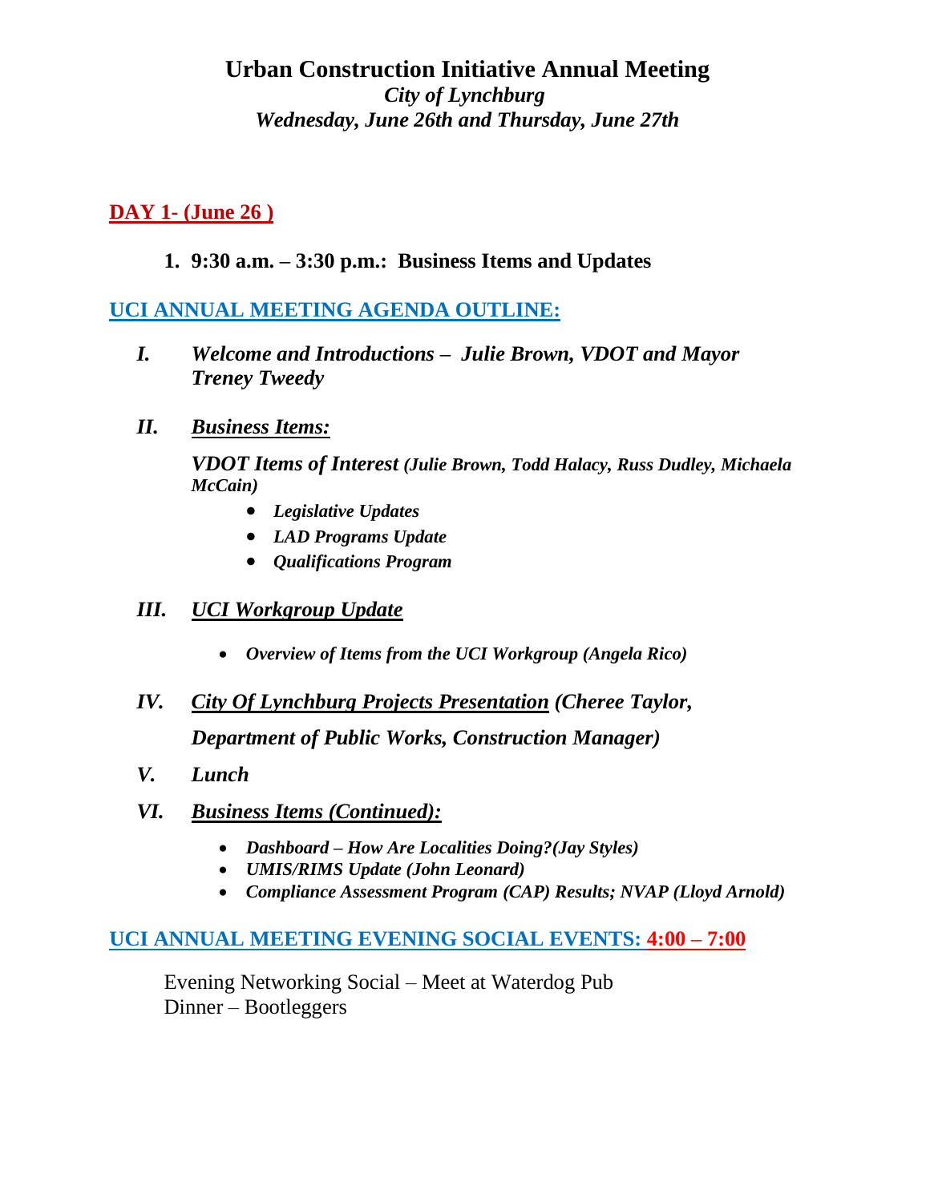# Urban Construction Initiative Annual Meeting

*City of Lynchburg*

*Wednesday, June 26th and Thursday, June 27th*

## DAY 1- (June 26 )

1. **9:30 a.m. – 3:30 p.m.: Business Items and Updates**

## UCI ANNUAL MEETING AGENDA OUTLINE:

*I.* ***Welcome and Introductions – Julie Brown, VDOT and Mayor Treney Tweedy***

*II.* ***Business Items:***

***VDOT Items of Interest** **(Julie Brown, Todd Halacy, Russ Dudley, Michaela McCain)***

- ***Legislative Updates***
- ***LAD Programs Update***
- ***Qualifications Program***

*III.* ***UCI Workgroup Update***

- ***Overview of Items from the UCI Workgroup (Angela Rico)***

*IV.* ***City Of Lynchburg Projects Presentation (Cheree Taylor, Department of Public Works, Construction Manager)***

*V.* ***Lunch***

*VI.* ***Business Items (Continued):***

- ***Dashboard – How Are Localities Doing?(Jay Styles)***
- ***UMIS/RIMS Update (John Leonard)***
- ***Compliance Assessment Program (CAP) Results; NVAP (Lloyd Arnold)***

## UCI ANNUAL MEETING EVENING SOCIAL EVENTS: 4:00 – 7:00

Evening Networking Social – Meet at Waterdog Pub

Dinner – Bootleggers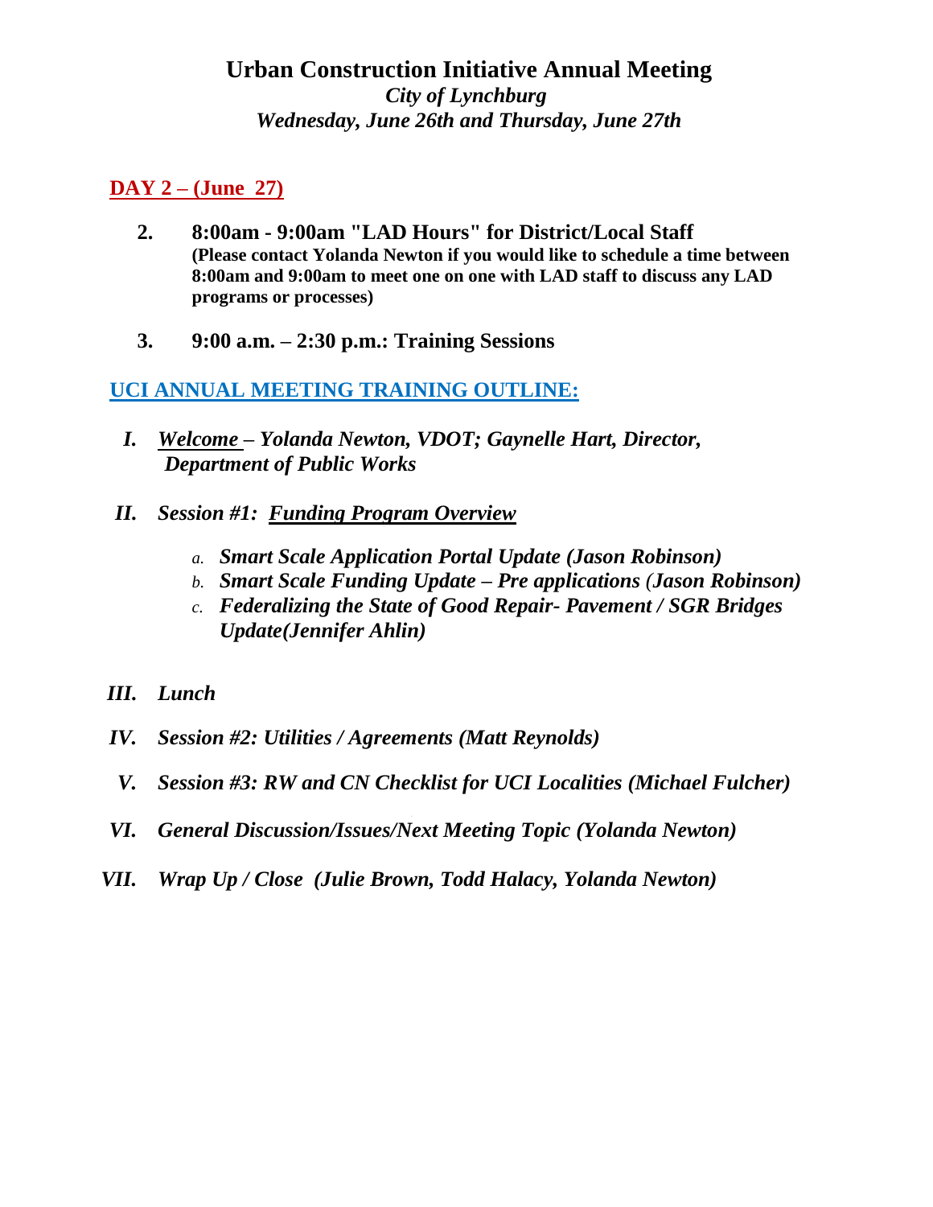# Urban Construction Initiative Annual Meeting

*City of Lynchburg*

*Wednesday, June 26th and Thursday, June 27th*

## DAY 2 – (June 27)

2. **8:00am - 9:00am "LAD Hours" for District/Local Staff**
   **(Please contact Yolanda Newton if you would like to schedule a time between 8:00am and 9:00am to meet one on one with LAD staff to discuss any LAD programs or processes)**

3. **9:00 a.m. – 2:30 p.m.: Training Sessions**

## UCI ANNUAL MEETING TRAINING OUTLINE:

I. ***Welcome** – Yolanda Newton, VDOT; Gaynelle Hart, Director, Department of Public Works*

II. ***Session #1: Funding Program Overview***

   a. ***Smart Scale Application Portal Update (Jason Robinson)***
   b. ***Smart Scale Funding Update – Pre applications (Jason Robinson)***
   c. ***Federalizing the State of Good Repair- Pavement / SGR Bridges Update(Jennifer Ahlin)***

III. ***Lunch***

IV. ***Session #2: Utilities / Agreements (Matt Reynolds)***

V. ***Session #3: RW and CN Checklist for UCI Localities (Michael Fulcher)***

VI. ***General Discussion/Issues/Next Meeting Topic (Yolanda Newton)***

VII. ***Wrap Up / Close (Julie Brown, Todd Halacy, Yolanda Newton)***